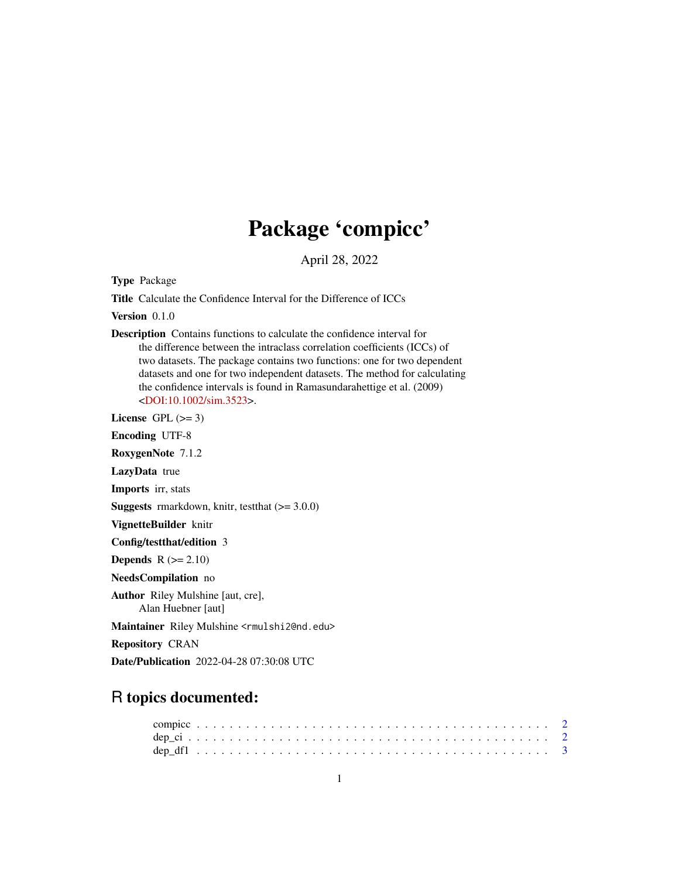# Package 'compicc'

April 28, 2022

**Type** Package

**Title** Calculate the Confidence Interval for the Difference of ICCs

**Version** 0.1.0

**Description** Contains functions to calculate the confidence interval for the difference between the intraclass correlation coefficients (ICCs) of two datasets. The package contains two functions: one for two dependent datasets and one for two independent datasets. The method for calculating the confidence intervals is found in Ramasundarahettige et al. (2009) <DOI:10.1002/sim.3523>.

**License** GPL (>= 3)

**Encoding** UTF-8

**RoxygenNote** 7.1.2

**LazyData** true

**Imports** irr, stats

**Suggests** rmarkdown, knitr, testthat (>= 3.0.0)

**VignetteBuilder** knitr

**Config/testthat/edition** 3

**Depends** R (>= 2.10)

**NeedsCompilation** no

**Author** Riley Mulshine [aut, cre], Alan Huebner [aut]

**Maintainer** Riley Mulshine <rmulshi2@nd.edu>

**Repository** CRAN

**Date/Publication** 2022-04-28 07:30:08 UTC

## R topics documented:

compicc . . . . . . . . . . . . . . . . . . . . . . . . . . . . . . . . . . . . . . . . . . 2
dep_ci . . . . . . . . . . . . . . . . . . . . . . . . . . . . . . . . . . . . . . . . . . . 2
dep_df1 . . . . . . . . . . . . . . . . . . . . . . . . . . . . . . . . . . . . . . . . . . 3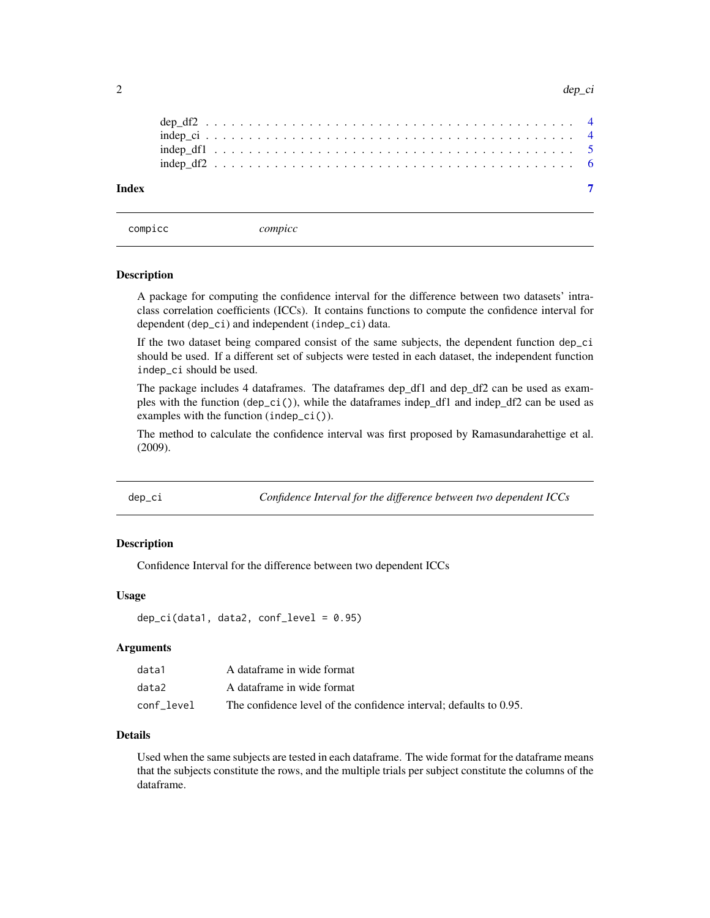dep_df2 . . . . . . . . . . . . . . . . . . . . . . . . . . . . . . . . . . . . . . . . . 4
indep_ci . . . . . . . . . . . . . . . . . . . . . . . . . . . . . . . . . . . . . . . . . 4
indep_df1 . . . . . . . . . . . . . . . . . . . . . . . . . . . . . . . . . . . . . . . . 5
indep_df2 . . . . . . . . . . . . . . . . . . . . . . . . . . . . . . . . . . . . . . . . 6

**Index** **7**

---

## compicc *compicc*

### Description

A package for computing the confidence interval for the difference between two datasets' intra-class correlation coefficients (ICCs). It contains functions to compute the confidence interval for dependent (`dep_ci`) and independent (`indep_ci`) data.

If the two dataset being compared consist of the same subjects, the dependent function `dep_ci` should be used. If a different set of subjects were tested in each dataset, the independent function `indep_ci` should be used.

The package includes 4 dataframes. The dataframes dep_df1 and dep_df2 can be used as examples with the function (`dep_ci()`), while the dataframes indep_df1 and indep_df2 can be used as examples with the function (`indep_ci()`).

The method to calculate the confidence interval was first proposed by Ramasundarahettige et al. (2009).

---

## dep_ci *Confidence Interval for the difference between two dependent ICCs*

### Description

Confidence Interval for the difference between two dependent ICCs

### Usage

```
dep_ci(data1, data2, conf_level = 0.95)
```

### Arguments

| | |
|---|---|
| `data1` | A dataframe in wide format |
| `data2` | A dataframe in wide format |
| `conf_level` | The confidence level of the confidence interval; defaults to 0.95. |

### Details

Used when the same subjects are tested in each dataframe. The wide format for the dataframe means that the subjects constitute the rows, and the multiple trials per subject constitute the columns of the dataframe.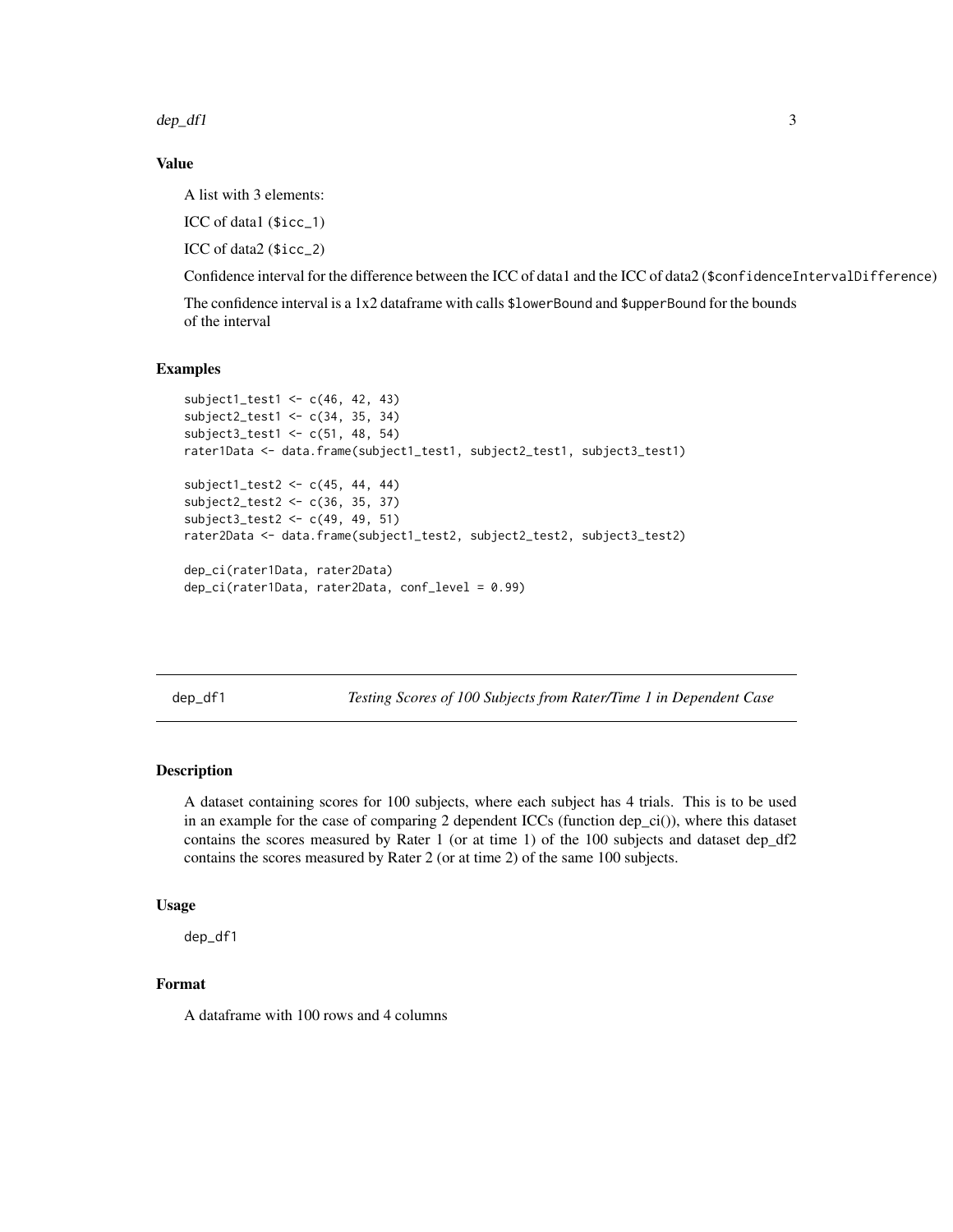### Value

A list with 3 elements:

ICC of data1 ($icc_1)

ICC of data2 ($icc_2)

Confidence interval for the difference between the ICC of data1 and the ICC of data2 ($confidenceIntervalDifference)

The confidence interval is a 1x2 dataframe with calls $lowerBound and $upperBound for the bounds of the interval

### Examples

```
subject1_test1 <- c(46, 42, 43)
subject2_test1 <- c(34, 35, 34)
subject3_test1 <- c(51, 48, 54)
rater1Data <- data.frame(subject1_test1, subject2_test1, subject3_test1)

subject1_test2 <- c(45, 44, 44)
subject2_test2 <- c(36, 35, 37)
subject3_test2 <- c(49, 49, 51)
rater2Data <- data.frame(subject1_test2, subject2_test2, subject3_test2)

dep_ci(rater1Data, rater2Data)
dep_ci(rater1Data, rater2Data, conf_level = 0.99)
```

---

## dep_df1 — *Testing Scores of 100 Subjects from Rater/Time 1 in Dependent Case*

### Description

A dataset containing scores for 100 subjects, where each subject has 4 trials. This is to be used in an example for the case of comparing 2 dependent ICCs (function dep_ci()), where this dataset contains the scores measured by Rater 1 (or at time 1) of the 100 subjects and dataset dep_df2 contains the scores measured by Rater 2 (or at time 2) of the same 100 subjects.

### Usage

```
dep_df1
```

### Format

A dataframe with 100 rows and 4 columns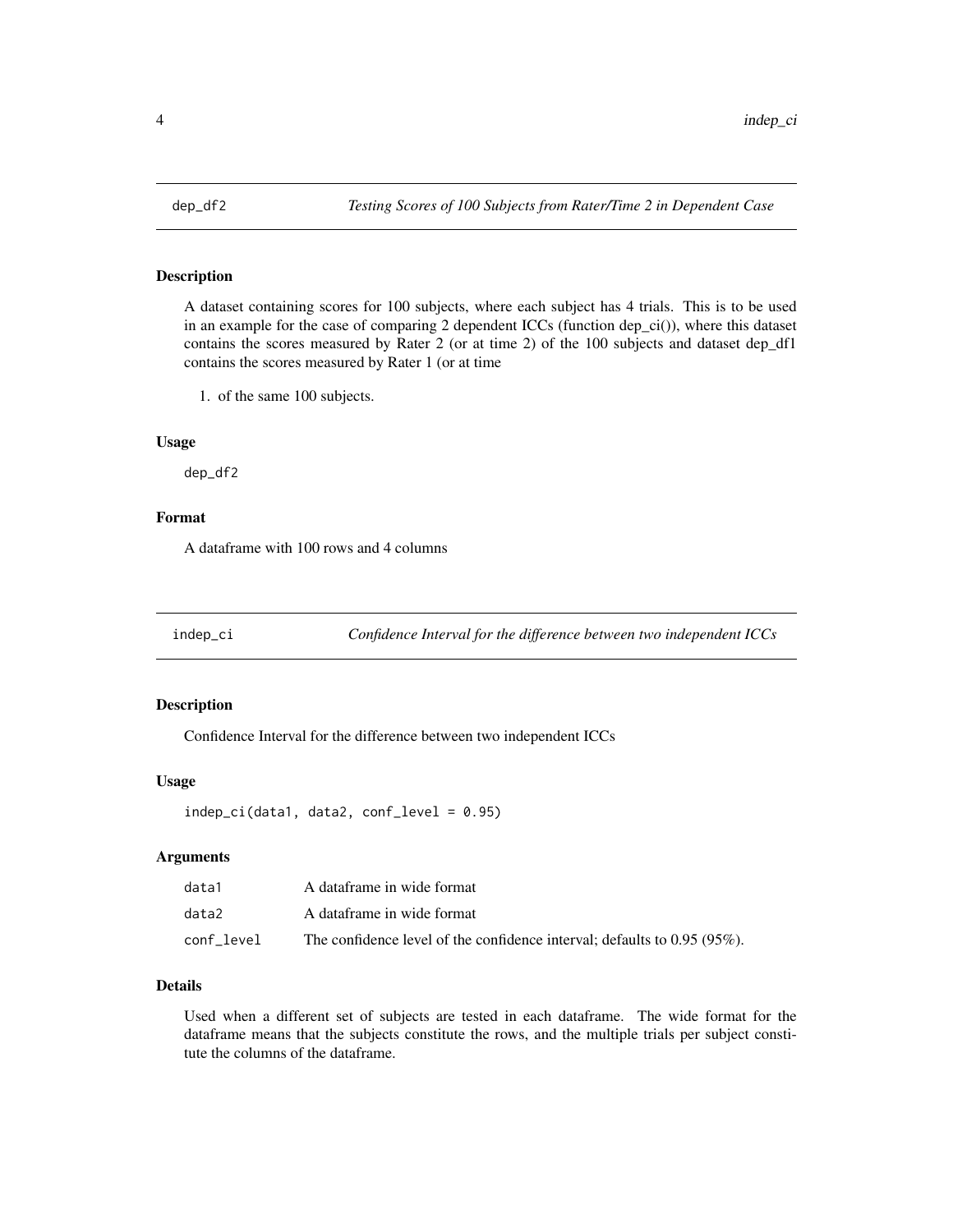## dep_df2 — *Testing Scores of 100 Subjects from Rater/Time 2 in Dependent Case*

### Description

A dataset containing scores for 100 subjects, where each subject has 4 trials. This is to be used in an example for the case of comparing 2 dependent ICCs (function dep_ci()), where this dataset contains the scores measured by Rater 2 (or at time 2) of the 100 subjects and dataset dep_df1 contains the scores measured by Rater 1 (or at time

1. of the same 100 subjects.

### Usage

```
dep_df2
```

### Format

A dataframe with 100 rows and 4 columns

## indep_ci — *Confidence Interval for the difference between two independent ICCs*

### Description

Confidence Interval for the difference between two independent ICCs

### Usage

```
indep_ci(data1, data2, conf_level = 0.95)
```

### Arguments

| | |
|---|---|
| data1 | A dataframe in wide format |
| data2 | A dataframe in wide format |
| conf_level | The confidence level of the confidence interval; defaults to 0.95 (95%). |

### Details

Used when a different set of subjects are tested in each dataframe. The wide format for the dataframe means that the subjects constitute the rows, and the multiple trials per subject constitute the columns of the dataframe.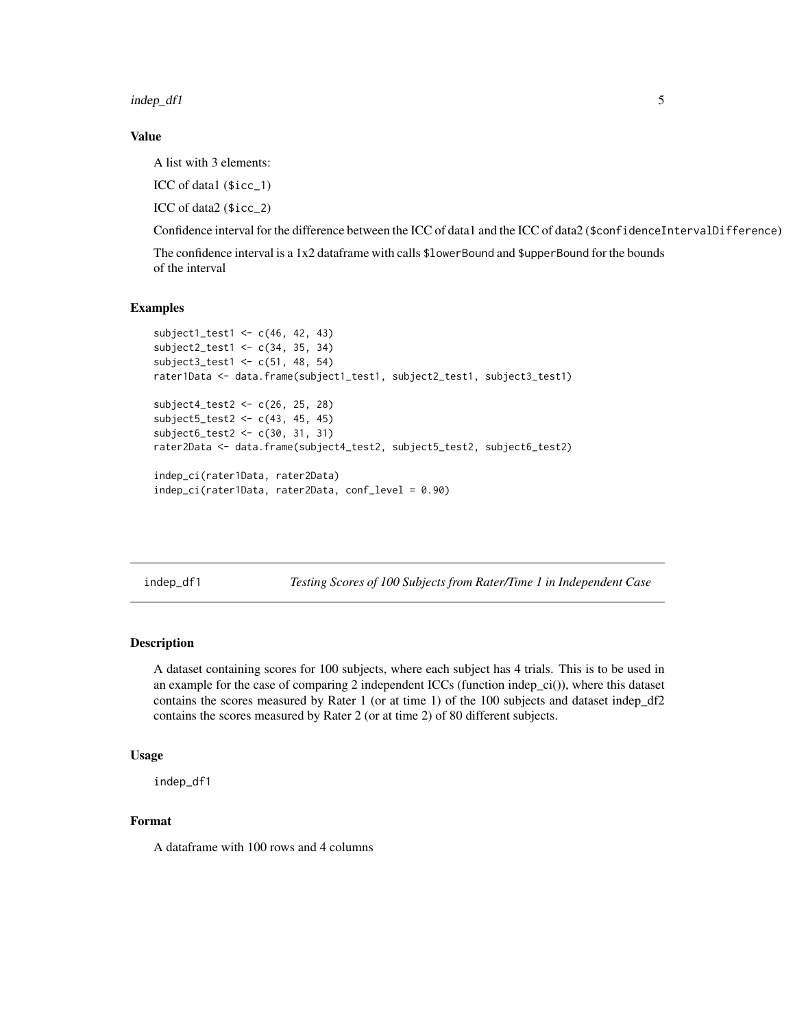### Value

A list with 3 elements:

ICC of data1 ($icc_1)

ICC of data2 ($icc_2)

Confidence interval for the difference between the ICC of data1 and the ICC of data2 ($confidenceIntervalDifference)

The confidence interval is a 1x2 dataframe with calls $lowerBound and $upperBound for the bounds of the interval

### Examples

```
subject1_test1 <- c(46, 42, 43)
subject2_test1 <- c(34, 35, 34)
subject3_test1 <- c(51, 48, 54)
rater1Data <- data.frame(subject1_test1, subject2_test1, subject3_test1)

subject4_test2 <- c(26, 25, 28)
subject5_test2 <- c(43, 45, 45)
subject6_test2 <- c(30, 31, 31)
rater2Data <- data.frame(subject4_test2, subject5_test2, subject6_test2)

indep_ci(rater1Data, rater2Data)
indep_ci(rater1Data, rater2Data, conf_level = 0.90)
```

---

## indep_df1 — *Testing Scores of 100 Subjects from Rater/Time 1 in Independent Case*

### Description

A dataset containing scores for 100 subjects, where each subject has 4 trials. This is to be used in an example for the case of comparing 2 independent ICCs (function indep_ci()), where this dataset contains the scores measured by Rater 1 (or at time 1) of the 100 subjects and dataset indep_df2 contains the scores measured by Rater 2 (or at time 2) of 80 different subjects.

### Usage

```
indep_df1
```

### Format

A dataframe with 100 rows and 4 columns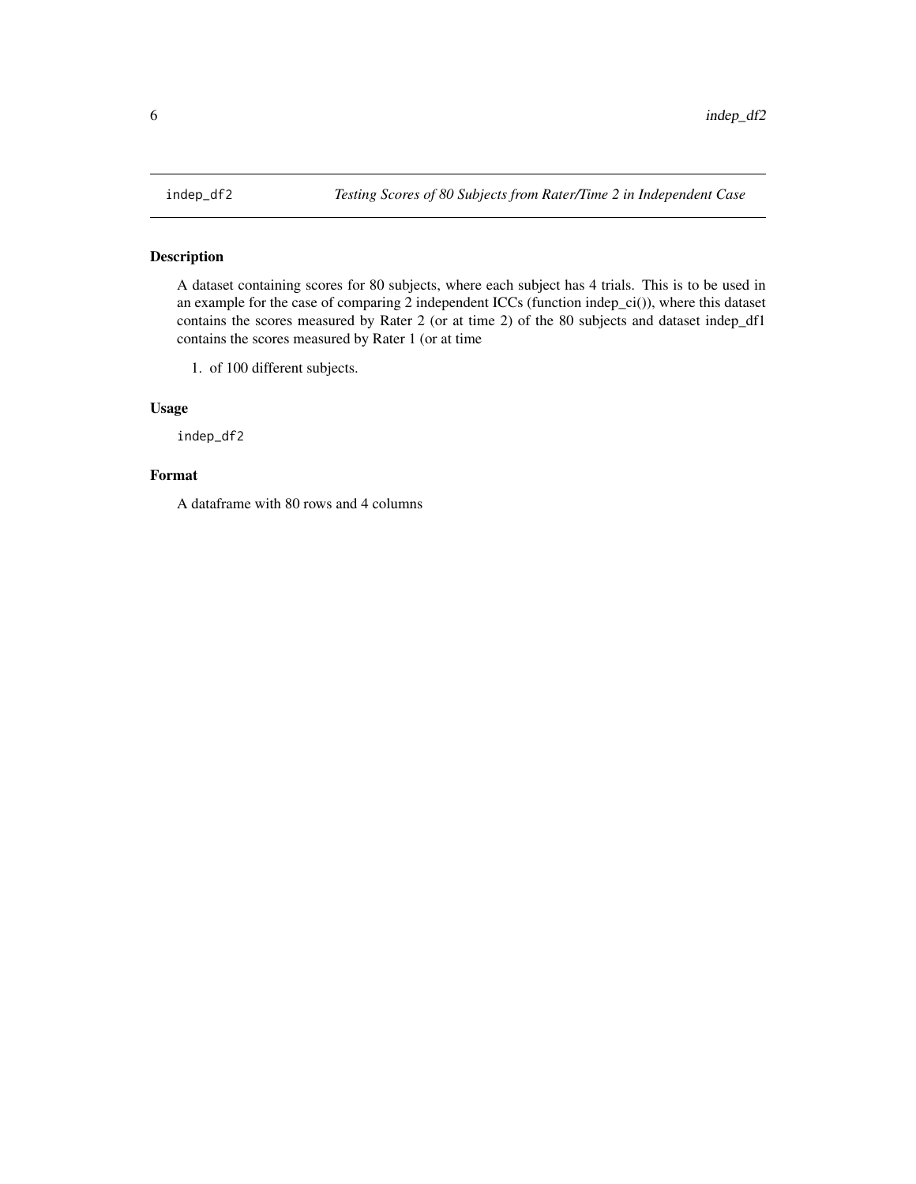indep_df2 *Testing Scores of 80 Subjects from Rater/Time 2 in Independent Case*

## Description

A dataset containing scores for 80 subjects, where each subject has 4 trials. This is to be used in an example for the case of comparing 2 independent ICCs (function indep_ci()), where this dataset contains the scores measured by Rater 2 (or at time 2) of the 80 subjects and dataset indep_df1 contains the scores measured by Rater 1 (or at time

1. of 100 different subjects.

## Usage

```
indep_df2
```

## Format

A dataframe with 80 rows and 4 columns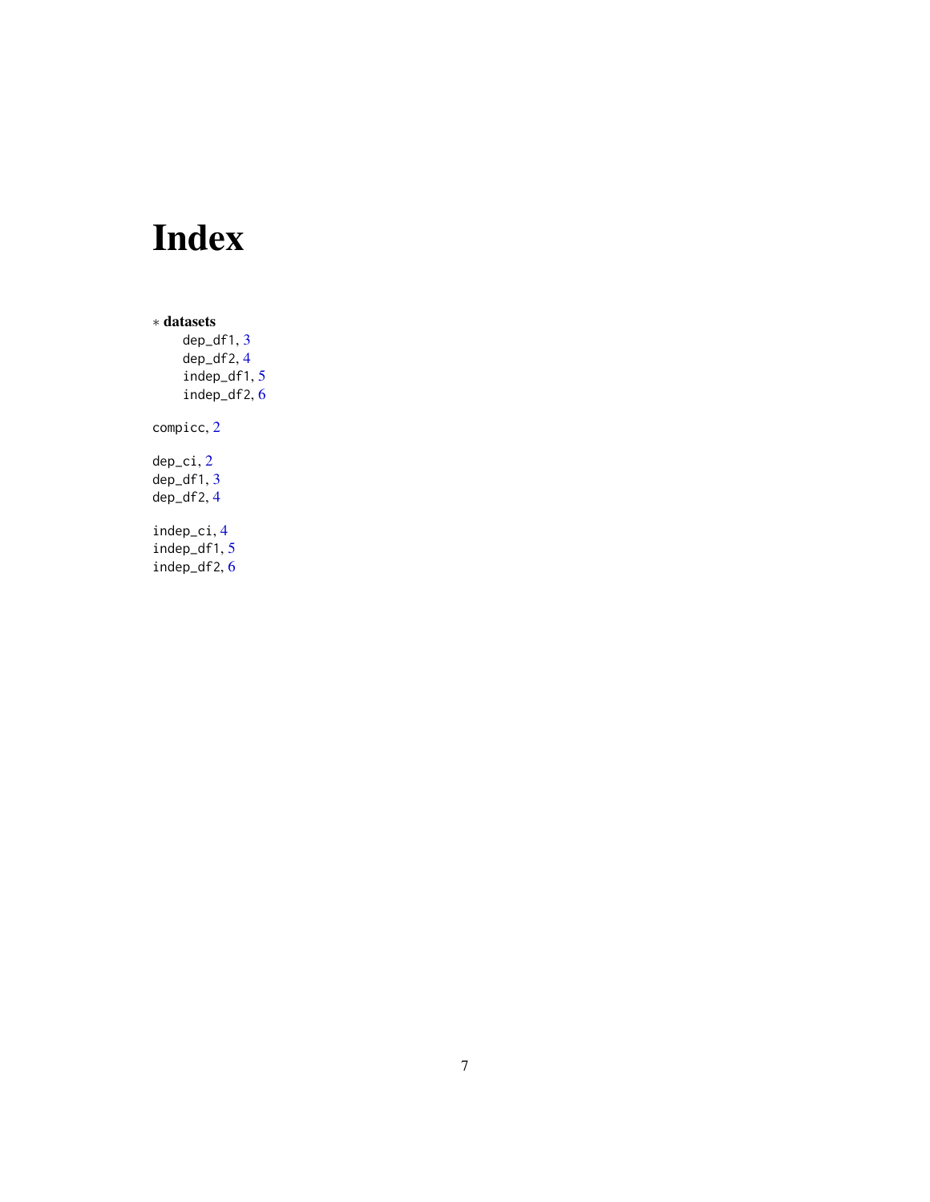# Index

∗ **datasets**
    dep_df1, 3
    dep_df2, 4
    indep_df1, 5
    indep_df2, 6

compicc, 2

dep_ci, 2
dep_df1, 3
dep_df2, 4

indep_ci, 4
indep_df1, 5
indep_df2, 6